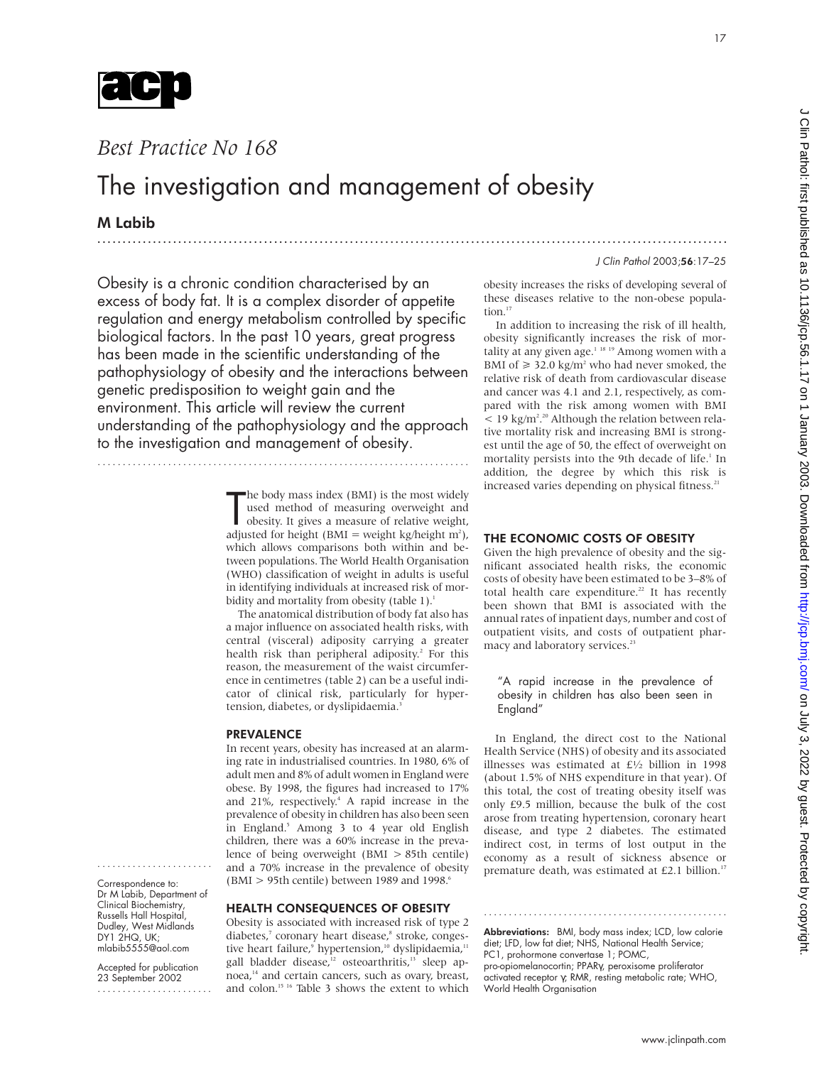*Best Practice No 168*

# The investigation and management of obesity

**M Labib**

Obesity is a chronic condition characterised by an excess of body fat. It is a complex disorder of appetite regulation and energy metabolism controlled by specific biological factors. In the past 10 years, great progress has been made in the scientific understanding of the pathophysiology of obesity and the interactions between genetic predisposition to weight gain and the environment. This article will review the current understanding of the pathophysiology and the approach to the investigation and management of obesity.

The body mass index (BMI) is the most widely used method of measuring overweight and obesity. It gives a measure of relative weight, adjusted for height (BMI = weight kg/height $m^2$), which allows comparisons both within and between populations. The World Health Organisation (WHO) classification of weight in adults is useful in identifying individuals at increased risk of morbidity and mortality from obesity (table 1).[1]

The anatomical distribution of body fat also has a major influence on associated health risks, with central (visceral) adiposity carrying a greater health risk than peripheral adiposity.[2] For this reason, the measurement of the waist circumference in centimetres (table 2) can be a useful indicator of clinical risk, particularly for hypertension, diabetes, or dyslipidaemia.[3]

## PREVALENCE

In recent years, obesity has increased at an alarming rate in industrialised countries. In 1980, 6% of adult men and 8% of adult women in England were obese. By 1998, the figures had increased to 17% and 21%, respectively.[4] A rapid increase in the prevalence of obesity in children has also been seen in England.[5] Among 3 to 4 year old English children, there was a 60% increase in the prevalence of being overweight (BMI > 85th centile) and a 70% increase in the prevalence of obesity (BMI > 95th centile) between 1989 and 1998.[6]

## HEALTH CONSEQUENCES OF OBESITY

Obesity is associated with increased risk of type 2 diabetes,[7] coronary heart disease,[8] stroke, congestive heart failure,[9] hypertension,[10] dyslipidaemia,[11] gall bladder disease,[12] osteoarthritis,[13] sleep apnoea,[14] and certain cancers, such as ovary, breast, and colon.[15,16] Table 3 shows the extent to which obesity increases the risks of developing several of these diseases relative to the non-obese population.[17]

In addition to increasing the risk of ill health, obesity significantly increases the risk of mortality at any given age.[1,18,19] Among women with a BMI of ≥ 32.0 kg/$m^2$ who had never smoked, the relative risk of death from cardiovascular disease and cancer was 4.1 and 2.1, respectively, as compared with the risk among women with BMI < 19 kg/$m^2$.[20] Although the relation between relative mortality risk and increasing BMI is strongest until the age of 50, the effect of overweight on mortality persists into the 9th decade of life.[1] In addition, the degree by which this risk is increased varies depending on physical fitness.[21]

## THE ECONOMIC COSTS OF OBESITY

Given the high prevalence of obesity and the significant associated health risks, the economic costs of obesity have been estimated to be 3–8% of total health care expenditure.[22] It has recently been shown that BMI is associated with the annual rates of inpatient days, number and cost of outpatient visits, and costs of outpatient pharmacy and laboratory services.[23]

> "A rapid increase in the prevalence of obesity in children has also been seen in England"

In England, the direct cost to the National Health Service (NHS) of obesity and its associated illnesses was estimated at £½ billion in 1998 (about 1.5% of NHS expenditure in that year). Of this total, the cost of treating obesity itself was only £9.5 million, because the bulk of the cost arose from treating hypertension, coronary heart disease, and type 2 diabetes. The estimated indirect cost, in terms of lost output in the economy as a result of sickness absence or premature death, was estimated at £2.1 billion.[17]

Correspondence to: Dr M Labib, Department of Clinical Biochemistry, Russells Hall Hospital, Dudley, West Midlands DY1 2HQ, UK; mlabib5555@aol.com

Accepted for publication 23 September 2002

**Abbreviations:** BMI, body mass index; LCD, low calorie diet; LFD, low fat diet; NHS, National Health Service; PC1, prohormone convertase 1; POMC, pro-opiomelanocortin; PPARγ, peroxisome proliferator activated receptor γ; RMR, resting metabolic rate; WHO, World Health Organisation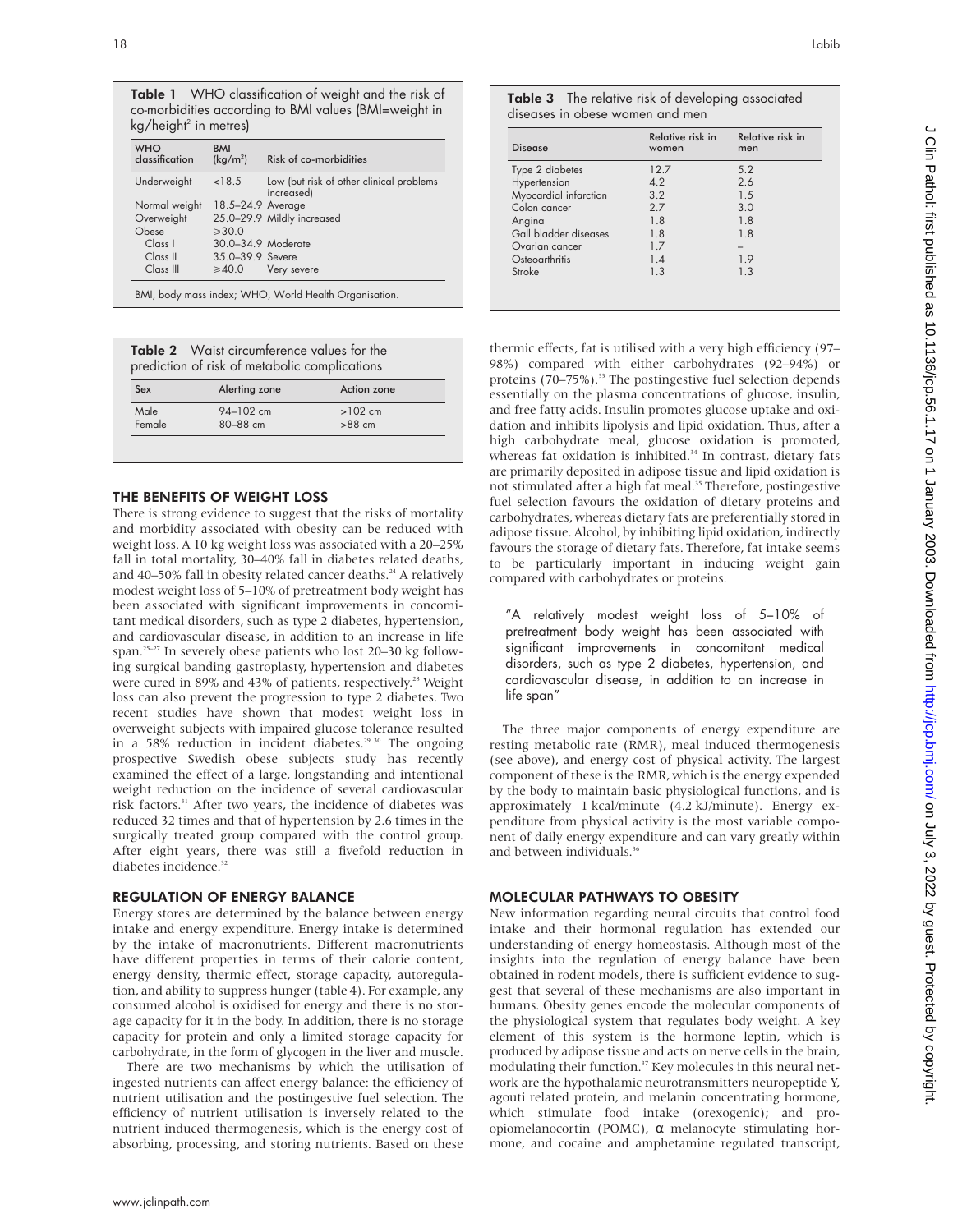**Table 1** WHO classification of weight and the risk of co-morbidities according to BMI values (BMI=weight in kg/height$^2$ in metres)

| WHO classification | BMI (kg/m$^2$) | Risk of co-morbidities |
|---|---|---|
| Underweight | <18.5 | Low (but risk of other clinical problems increased) |
| Normal weight | 18.5–24.9 | Average |
| Overweight | 25.0–29.9 | Mildly increased |
| Obese | ⩾30.0 | |
| Class I | 30.0–34.9 | Moderate |
| Class II | 35.0–39.9 | Severe |
| Class III | ⩾40.0 | Very severe |

BMI, body mass index; WHO, World Health Organisation.

**Table 2** Waist circumference values for the prediction of risk of metabolic complications

| Sex | Alerting zone | Action zone |
|---|---|---|
| Male | 94–102 cm | >102 cm |
| Female | 80–88 cm | >88 cm |

**Table 3** The relative risk of developing associated diseases in obese women and men

| Disease | Relative risk in women | Relative risk in men |
|---|---|---|
| Type 2 diabetes | 12.7 | 5.2 |
| Hypertension | 4.2 | 2.6 |
| Myocardial infarction | 3.2 | 1.5 |
| Colon cancer | 2.7 | 3.0 |
| Angina | 1.8 | 1.8 |
| Gall bladder diseases | 1.8 | 1.8 |
| Ovarian cancer | 1.7 | – |
| Osteoarthritis | 1.4 | 1.9 |
| Stroke | 1.3 | 1.3 |

## THE BENEFITS OF WEIGHT LOSS

There is strong evidence to suggest that the risks of mortality and morbidity associated with obesity can be reduced with weight loss. A 10 kg weight loss was associated with a 20–25% fall in total mortality, 30–40% fall in diabetes related deaths, and 40–50% fall in obesity related cancer deaths.[24] A relatively modest weight loss of 5–10% of pretreatment body weight has been associated with significant improvements in concomitant medical disorders, such as type 2 diabetes, hypertension, and cardiovascular disease, in addition to an increase in life span.[25–27] In severely obese patients who lost 20–30 kg following surgical banding gastroplasty, hypertension and diabetes were cured in 89% and 43% of patients, respectively.[28] Weight loss can also prevent the progression to type 2 diabetes. Two recent studies have shown that modest weight loss in overweight subjects with impaired glucose tolerance resulted in a 58% reduction in incident diabetes.[29 30] The ongoing prospective Swedish obese subjects study has recently examined the effect of a large, longstanding and intentional weight reduction on the incidence of several cardiovascular risk factors.[31] After two years, the incidence of diabetes was reduced 32 times and that of hypertension by 2.6 times in the surgically treated group compared with the control group. After eight years, there was still a fivefold reduction in diabetes incidence.[32]

## REGULATION OF ENERGY BALANCE

Energy stores are determined by the balance between energy intake and energy expenditure. Energy intake is determined by the intake of macronutrients. Different macronutrients have different properties in terms of their calorie content, energy density, thermic effect, storage capacity, autoregulation, and ability to suppress hunger (table 4). For example, any consumed alcohol is oxidised for energy and there is no storage capacity for it in the body. In addition, there is no storage capacity for protein and only a limited storage capacity for carbohydrate, in the form of glycogen in the liver and muscle.

There are two mechanisms by which the utilisation of ingested nutrients can affect energy balance: the efficiency of nutrient utilisation and the postingestive fuel selection. The efficiency of nutrient utilisation is inversely related to the nutrient induced thermogenesis, which is the energy cost of absorbing, processing, and storing nutrients. Based on these thermic effects, fat is utilised with a very high efficiency (97–98%) compared with either carbohydrates (92–94%) or proteins (70–75%).[33] The postingestive fuel selection depends essentially on the plasma concentrations of glucose, insulin, and free fatty acids. Insulin promotes glucose uptake and oxidation and inhibits lipolysis and lipid oxidation. Thus, after a high carbohydrate meal, glucose oxidation is promoted, whereas fat oxidation is inhibited.[34] In contrast, dietary fats are primarily deposited in adipose tissue and lipid oxidation is not stimulated after a high fat meal.[35] Therefore, postingestive fuel selection favours the oxidation of dietary proteins and carbohydrates, whereas dietary fats are preferentially stored in adipose tissue. Alcohol, by inhibiting lipid oxidation, indirectly favours the storage of dietary fats. Therefore, fat intake seems to be particularly important in inducing weight gain compared with carbohydrates or proteins.

> "A relatively modest weight loss of 5–10% of pretreatment body weight has been associated with significant improvements in concomitant medical disorders, such as type 2 diabetes, hypertension, and cardiovascular disease, in addition to an increase in life span"

The three major components of energy expenditure are resting metabolic rate (RMR), meal induced thermogenesis (see above), and energy cost of physical activity. The largest component of these is the RMR, which is the energy expended by the body to maintain basic physiological functions, and is approximately 1 kcal/minute (4.2 kJ/minute). Energy expenditure from physical activity is the most variable component of daily energy expenditure and can vary greatly within and between individuals.[36]

## MOLECULAR PATHWAYS TO OBESITY

New information regarding neural circuits that control food intake and their hormonal regulation has extended our understanding of energy homeostasis. Although most of the insights into the regulation of energy balance have been obtained in rodent models, there is sufficient evidence to suggest that several of these mechanisms are also important in humans. Obesity genes encode the molecular components of the physiological system that regulates body weight. A key element of this system is the hormone leptin, which is produced by adipose tissue and acts on nerve cells in the brain, modulating their function.[37] Key molecules in this neural network are the hypothalamic neurotransmitters neuropeptide Y, agouti related protein, and melanin concentrating hormone, which stimulate food intake (orexogenic); and pro-opiomelanocortin (POMC), α melanocyte stimulating hormone, and cocaine and amphetamine regulated transcript,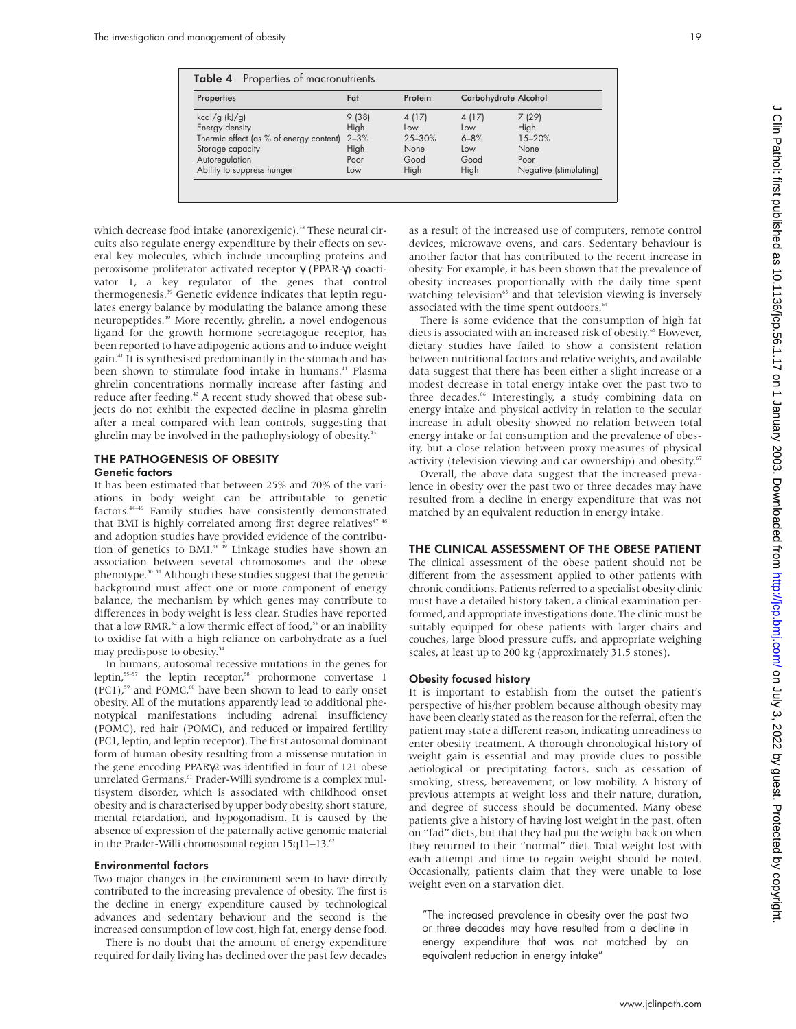**Table 4** Properties of macronutrients

| Properties | Fat | Protein | Carbohydrate | Alcohol |
|---|---|---|---|---|
| kcal/g (kJ/g) | 9 (38) | 4 (17) | 4 (17) | 7 (29) |
| Energy density | High | Low | Low | High |
| Thermic effect (as % of energy content) | 2–3% | 25–30% | 6–8% | 15–20% |
| Storage capacity | High | None | Low | None |
| Autoregulation | Poor | Good | Good | Poor |
| Ability to suppress hunger | Low | High | High | Negative (stimulating) |

which decrease food intake (anorexigenic).[38] These neural circuits also regulate energy expenditure by their effects on several key molecules, which include uncoupling proteins and peroxisome proliferator activated receptor γ (PPAR-γ) coactivator 1, a key regulator of the genes that control thermogenesis.[39] Genetic evidence indicates that leptin regulates energy balance by modulating the balance among these neuropeptides.[40] More recently, ghrelin, a novel endogenous ligand for the growth hormone secretagogue receptor, has been reported to have adipogenic actions and to induce weight gain.[41] It is synthesised predominantly in the stomach and has been shown to stimulate food intake in humans.[41] Plasma ghrelin concentrations normally increase after fasting and reduce after feeding.[42] A recent study showed that obese subjects do not exhibit the expected decline in plasma ghrelin after a meal compared with lean controls, suggesting that ghrelin may be involved in the pathophysiology of obesity.[43]

## THE PATHOGENESIS OF OBESITY

### Genetic factors

It has been estimated that between 25% and 70% of the variations in body weight can be attributable to genetic factors.[44–46] Family studies have consistently demonstrated that BMI is highly correlated among first degree relatives[47,48] and adoption studies have provided evidence of the contribution of genetics to BMI.[46,49] Linkage studies have shown an association between several chromosomes and the obese phenotype.[50,51] Although these studies suggest that the genetic background must affect one or more component of energy balance, the mechanism by which genes may contribute to differences in body weight is less clear. Studies have reported that a low RMR,[52] a low thermic effect of food,[53] or an inability to oxidise fat with a high reliance on carbohydrate as a fuel may predispose to obesity.[54]

In humans, autosomal recessive mutations in the genes for leptin,[55–57] the leptin receptor,[58] prohormone convertase 1 (PC1),[59] and POMC,[60] have been shown to lead to early onset obesity. All of the mutations apparently lead to additional phenotypical manifestations including adrenal insufficiency (POMC), red hair (POMC), and reduced or impaired fertility (PC1, leptin, and leptin receptor). The first autosomal dominant form of human obesity resulting from a missense mutation in the gene encoding PPARγ2 was identified in four of 121 obese unrelated Germans.[61] Prader-Willi syndrome is a complex multisystem disorder, which is associated with childhood onset obesity and is characterised by upper body obesity, short stature, mental retardation, and hypogonadism. It is caused by the absence of expression of the paternally active genomic material in the Prader-Willi chromosomal region 15q11–13.[62]

### Environmental factors

Two major changes in the environment seem to have directly contributed to the increasing prevalence of obesity. The first is the decline in energy expenditure caused by technological advances and sedentary behaviour and the second is the increased consumption of low cost, high fat, energy dense food.

There is no doubt that the amount of energy expenditure required for daily living has declined over the past few decades as a result of the increased use of computers, remote control devices, microwave ovens, and cars. Sedentary behaviour is another factor that has contributed to the recent increase in obesity. For example, it has been shown that the prevalence of obesity increases proportionally with the daily time spent watching television[63] and that television viewing is inversely associated with the time spent outdoors.[64]

There is some evidence that the consumption of high fat diets is associated with an increased risk of obesity.[65] However, dietary studies have failed to show a consistent relation between nutritional factors and relative weights, and available data suggest that there has been either a slight increase or a modest decrease in total energy intake over the past two to three decades.[66] Interestingly, a study combining data on energy intake and physical activity in relation to the secular increase in adult obesity showed no relation between total energy intake or fat consumption and the prevalence of obesity, but a close relation between proxy measures of physical activity (television viewing and car ownership) and obesity.[67]

Overall, the above data suggest that the increased prevalence in obesity over the past two or three decades may have resulted from a decline in energy expenditure that was not matched by an equivalent reduction in energy intake.

## THE CLINICAL ASSESSMENT OF THE OBESE PATIENT

The clinical assessment of the obese patient should not be different from the assessment applied to other patients with chronic conditions. Patients referred to a specialist obesity clinic must have a detailed history taken, a clinical examination performed, and appropriate investigations done. The clinic must be suitably equipped for obese patients with larger chairs and couches, large blood pressure cuffs, and appropriate weighing scales, at least up to 200 kg (approximately 31.5 stones).

### Obesity focused history

It is important to establish from the outset the patient's perspective of his/her problem because although obesity may have been clearly stated as the reason for the referral, often the patient may state a different reason, indicating unreadiness to enter obesity treatment. A thorough chronological history of weight gain is essential and may provide clues to possible aetiological or precipitating factors, such as cessation of smoking, stress, bereavement, or low mobility. A history of previous attempts at weight loss and their nature, duration, and degree of success should be documented. Many obese patients give a history of having lost weight in the past, often on "fad" diets, but that they had put the weight back on when they returned to their "normal" diet. Total weight lost with each attempt and time to regain weight should be noted. Occasionally, patients claim that they were unable to lose weight even on a starvation diet.

"The increased prevalence in obesity over the past two or three decades may have resulted from a decline in energy expenditure that was not matched by an equivalent reduction in energy intake"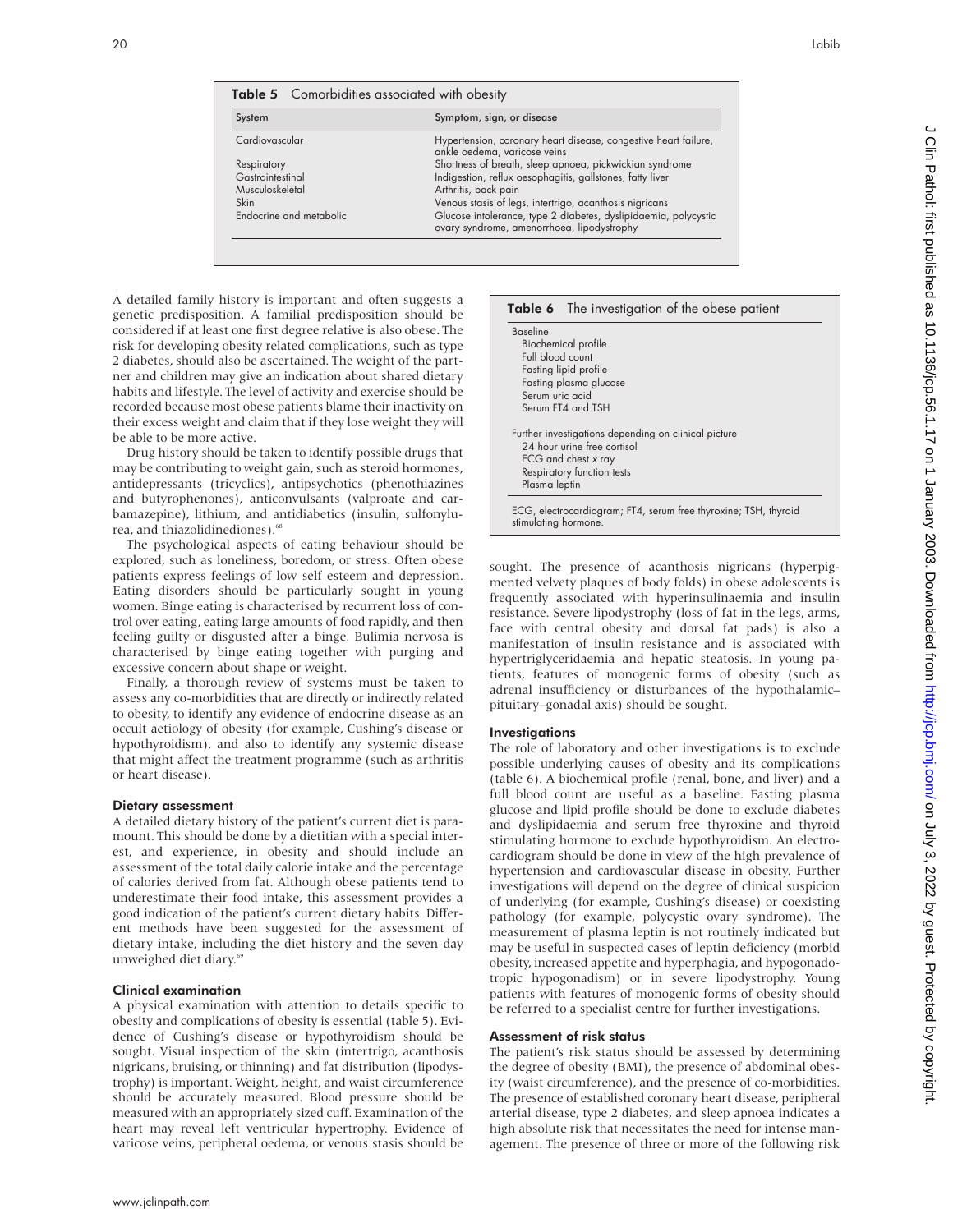**Table 5** Comorbidities associated with obesity

| System | Symptom, sign, or disease |
| --- | --- |
| Cardiovascular | Hypertension, coronary heart disease, congestive heart failure, ankle oedema, varicose veins |
| Respiratory | Shortness of breath, sleep apnoea, pickwickian syndrome |
| Gastrointestinal | Indigestion, reflux oesophagitis, gallstones, fatty liver |
| Musculoskeletal | Arthritis, back pain |
| Skin | Venous stasis of legs, intertrigo, acanthosis nigricans |
| Endocrine and metabolic | Glucose intolerance, type 2 diabetes, dyslipidaemia, polycystic ovary syndrome, amenorrhoea, lipodystrophy |

A detailed family history is important and often suggests a genetic predisposition. A familial predisposition should be considered if at least one first degree relative is also obese. The risk for developing obesity related complications, such as type 2 diabetes, should also be ascertained. The weight of the partner and children may give an indication about shared dietary habits and lifestyle. The level of activity and exercise should be recorded because most obese patients blame their inactivity on their excess weight and claim that if they lose weight they will be able to be more active.

Drug history should be taken to identify possible drugs that may be contributing to weight gain, such as steroid hormones, antidepressants (tricyclics), antipsychotics (phenothiazines and butyrophenones), anticonvulsants (valproate and carbamazepine), lithium, and antidiabetics (insulin, sulfonylurea, and thiazolidinediones).[68]

The psychological aspects of eating behaviour should be explored, such as loneliness, boredom, or stress. Often obese patients express feelings of low self esteem and depression. Eating disorders should be particularly sought in young women. Binge eating is characterised by recurrent loss of control over eating, eating large amounts of food rapidly, and then feeling guilty or disgusted after a binge. Bulimia nervosa is characterised by binge eating together with purging and excessive concern about shape or weight.

Finally, a thorough review of systems must be taken to assess any co-morbidities that are directly or indirectly related to obesity, to identify any evidence of endocrine disease as an occult aetiology of obesity (for example, Cushing's disease or hypothyroidism), and also to identify any systemic disease that might affect the treatment programme (such as arthritis or heart disease).

### Dietary assessment

A detailed dietary history of the patient's current diet is paramount. This should be done by a dietitian with a special interest, and experience, in obesity and should include an assessment of the total daily calorie intake and the percentage of calories derived from fat. Although obese patients tend to underestimate their food intake, this assessment provides a good indication of the patient's current dietary habits. Different methods have been suggested for the assessment of dietary intake, including the diet history and the seven day unweighed diet diary.[69]

### Clinical examination

A physical examination with attention to details specific to obesity and complications of obesity is essential (table 5). Evidence of Cushing's disease or hypothyroidism should be sought. Visual inspection of the skin (intertrigo, acanthosis nigricans, bruising, or thinning) and fat distribution (lipodystrophy) is important. Weight, height, and waist circumference should be accurately measured. Blood pressure should be measured with an appropriately sized cuff. Examination of the heart may reveal left ventricular hypertrophy. Evidence of varicose veins, peripheral oedema, or venous stasis should be sought. The presence of acanthosis nigricans (hyperpigmented velvety plaques of body folds) in obese adolescents is frequently associated with hyperinsulinaemia and insulin resistance. Severe lipodystrophy (loss of fat in the legs, arms, face with central obesity and dorsal fat pads) is also a manifestation of insulin resistance and is associated with hypertriglyceridaemia and hepatic steatosis. In young patients, features of monogenic forms of obesity (such as adrenal insufficiency or disturbances of the hypothalamic–pituitary–gonadal axis) should be sought.

**Table 6** The investigation of the obese patient

| |
| --- |
| Baseline |
| Biochemical profile |
| Full blood count |
| Fasting lipid profile |
| Fasting plasma glucose |
| Serum uric acid |
| Serum FT4 and TSH |
| Further investigations depending on clinical picture |
| 24 hour urine free cortisol |
| ECG and chest x ray |
| Respiratory function tests |
| Plasma leptin |

ECG, electrocardiogram; FT4, serum free thyroxine; TSH, thyroid stimulating hormone.

### Investigations

The role of laboratory and other investigations is to exclude possible underlying causes of obesity and its complications (table 6). A biochemical profile (renal, bone, and liver) and a full blood count are useful as a baseline. Fasting plasma glucose and lipid profile should be done to exclude diabetes and dyslipidaemia and serum free thyroxine and thyroid stimulating hormone to exclude hypothyroidism. An electrocardiogram should be done in view of the high prevalence of hypertension and cardiovascular disease in obesity. Further investigations will depend on the degree of clinical suspicion of underlying (for example, Cushing's disease) or coexisting pathology (for example, polycystic ovary syndrome). The measurement of plasma leptin is not routinely indicated but may be useful in suspected cases of leptin deficiency (morbid obesity, increased appetite and hyperphagia, and hypogonadotropic hypogonadism) or in severe lipodystrophy. Young patients with features of monogenic forms of obesity should be referred to a specialist centre for further investigations.

### Assessment of risk status

The patient's risk status should be assessed by determining the degree of obesity (BMI), the presence of abdominal obesity (waist circumference), and the presence of co-morbidities. The presence of established coronary heart disease, peripheral arterial disease, type 2 diabetes, and sleep apnoea indicates a high absolute risk that necessitates the need for intense management. The presence of three or more of the following risk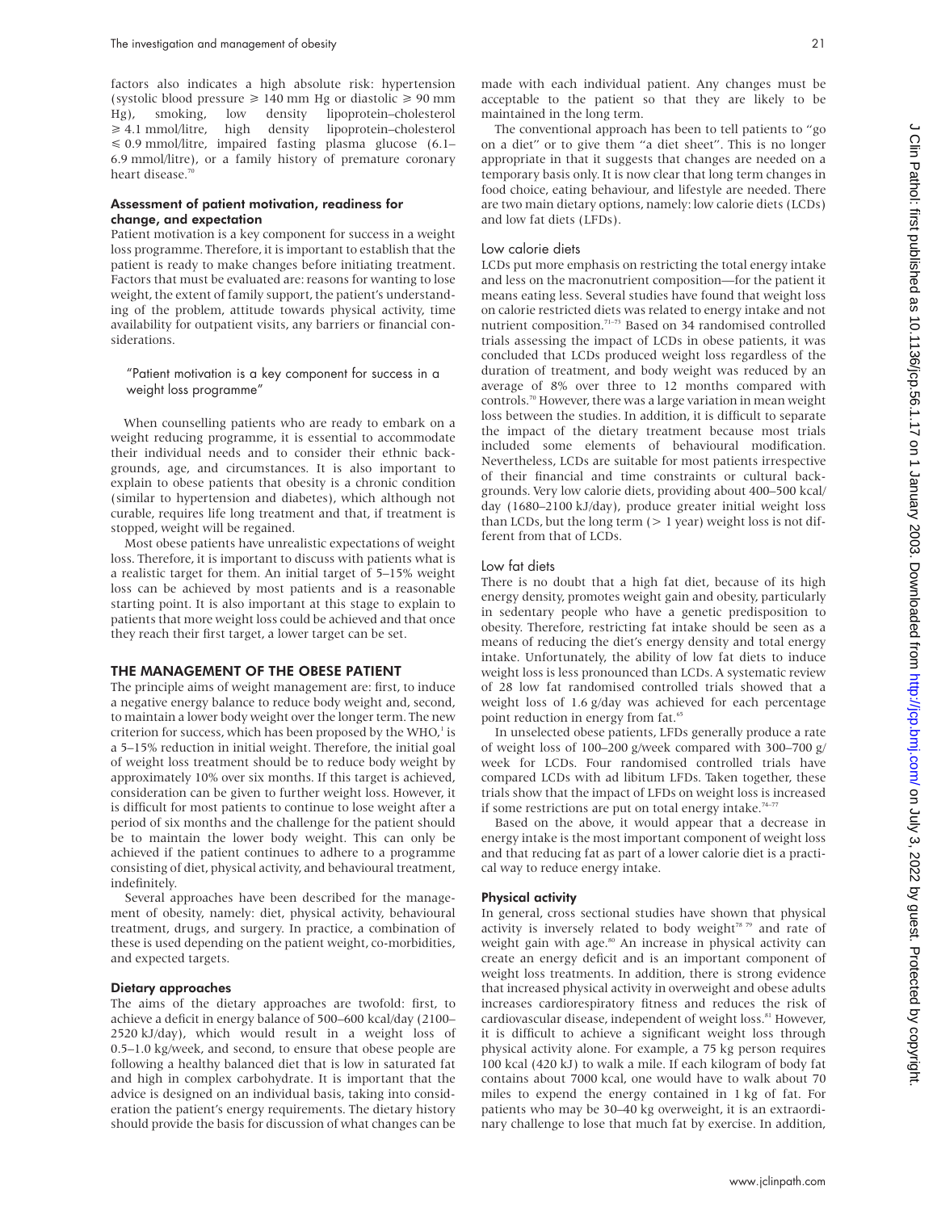factors also indicates a high absolute risk: hypertension (systolic blood pressure ⩾ 140 mm Hg or diastolic ⩾ 90 mm Hg), smoking, low density lipoprotein–cholesterol ⩾ 4.1 mmol/litre, high density lipoprotein–cholesterol ⩽ 0.9 mmol/litre, impaired fasting plasma glucose (6.1–6.9 mmol/litre), or a family history of premature coronary heart disease.[70]

#### Assessment of patient motivation, readiness for change, and expectation

Patient motivation is a key component for success in a weight loss programme. Therefore, it is important to establish that the patient is ready to make changes before initiating treatment. Factors that must be evaluated are: reasons for wanting to lose weight, the extent of family support, the patient's understanding of the problem, attitude towards physical activity, time availability for outpatient visits, any barriers or financial considerations.

> "Patient motivation is a key component for success in a weight loss programme"

When counselling patients who are ready to embark on a weight reducing programme, it is essential to accommodate their individual needs and to consider their ethnic backgrounds, age, and circumstances. It is also important to explain to obese patients that obesity is a chronic condition (similar to hypertension and diabetes), which although not curable, requires life long treatment and that, if treatment is stopped, weight will be regained.

Most obese patients have unrealistic expectations of weight loss. Therefore, it is important to discuss with patients what is a realistic target for them. An initial target of 5–15% weight loss can be achieved by most patients and is a reasonable starting point. It is also important at this stage to explain to patients that more weight loss could be achieved and that once they reach their first target, a lower target can be set.

## THE MANAGEMENT OF THE OBESE PATIENT

The principle aims of weight management are: first, to induce a negative energy balance to reduce body weight and, second, to maintain a lower body weight over the longer term. The new criterion for success, which has been proposed by the WHO,[1] is a 5–15% reduction in initial weight. Therefore, the initial goal of weight loss treatment should be to reduce body weight by approximately 10% over six months. If this target is achieved, consideration can be given to further weight loss. However, it is difficult for most patients to continue to lose weight after a period of six months and the challenge for the patient should be to maintain the lower body weight. This can only be achieved if the patient continues to adhere to a programme consisting of diet, physical activity, and behavioural treatment, indefinitely.

Several approaches have been described for the management of obesity, namely: diet, physical activity, behavioural treatment, drugs, and surgery. In practice, a combination of these is used depending on the patient weight, co-morbidities, and expected targets.

#### Dietary approaches

The aims of the dietary approaches are twofold: first, to achieve a deficit in energy balance of 500–600 kcal/day (2100–2520 kJ/day), which would result in a weight loss of 0.5–1.0 kg/week, and second, to ensure that obese people are following a healthy balanced diet that is low in saturated fat and high in complex carbohydrate. It is important that the advice is designed on an individual basis, taking into consideration the patient's energy requirements. The dietary history should provide the basis for discussion of what changes can be made with each individual patient. Any changes must be acceptable to the patient so that they are likely to be maintained in the long term.

The conventional approach has been to tell patients to "go on a diet" or to give them "a diet sheet". This is no longer appropriate in that it suggests that changes are needed on a temporary basis only. It is now clear that long term changes in food choice, eating behaviour, and lifestyle are needed. There are two main dietary options, namely: low calorie diets (LCDs) and low fat diets (LFDs).

##### Low calorie diets

LCDs put more emphasis on restricting the total energy intake and less on the macronutrient composition—for the patient it means eating less. Several studies have found that weight loss on calorie restricted diets was related to energy intake and not nutrient composition.[71–73] Based on 34 randomised controlled trials assessing the impact of LCDs in obese patients, it was concluded that LCDs produced weight loss regardless of the duration of treatment, and body weight was reduced by an average of 8% over three to 12 months compared with controls.[70] However, there was a large variation in mean weight loss between the studies. In addition, it is difficult to separate the impact of the dietary treatment because most trials included some elements of behavioural modification. Nevertheless, LCDs are suitable for most patients irrespective of their financial and time constraints or cultural backgrounds. Very low calorie diets, providing about 400–500 kcal/day (1680–2100 kJ/day), produce greater initial weight loss than LCDs, but the long term (> 1 year) weight loss is not different from that of LCDs.

##### Low fat diets

There is no doubt that a high fat diet, because of its high energy density, promotes weight gain and obesity, particularly in sedentary people who have a genetic predisposition to obesity. Therefore, restricting fat intake should be seen as a means of reducing the diet's energy density and total energy intake. Unfortunately, the ability of low fat diets to induce weight loss is less pronounced than LCDs. A systematic review of 28 low fat randomised controlled trials showed that a weight loss of 1.6 g/day was achieved for each percentage point reduction in energy from fat.[65]

In unselected obese patients, LFDs generally produce a rate of weight loss of 100–200 g/week compared with 300–700 g/week for LCDs. Four randomised controlled trials have compared LCDs with ad libitum LFDs. Taken together, these trials show that the impact of LFDs on weight loss is increased if some restrictions are put on total energy intake.[74–77]

Based on the above, it would appear that a decrease in energy intake is the most important component of weight loss and that reducing fat as part of a lower calorie diet is a practical way to reduce energy intake.

#### Physical activity

In general, cross sectional studies have shown that physical activity is inversely related to body weight[78,79] and rate of weight gain with age.[80] An increase in physical activity can create an energy deficit and is an important component of weight loss treatments. In addition, there is strong evidence that increased physical activity in overweight and obese adults increases cardiorespiratory fitness and reduces the risk of cardiovascular disease, independent of weight loss.[81] However, it is difficult to achieve a significant weight loss through physical activity alone. For example, a 75 kg person requires 100 kcal (420 kJ) to walk a mile. If each kilogram of body fat contains about 7000 kcal, one would have to walk about 70 miles to expend the energy contained in 1 kg of fat. For patients who may be 30–40 kg overweight, it is an extraordinary challenge to lose that much fat by exercise. In addition,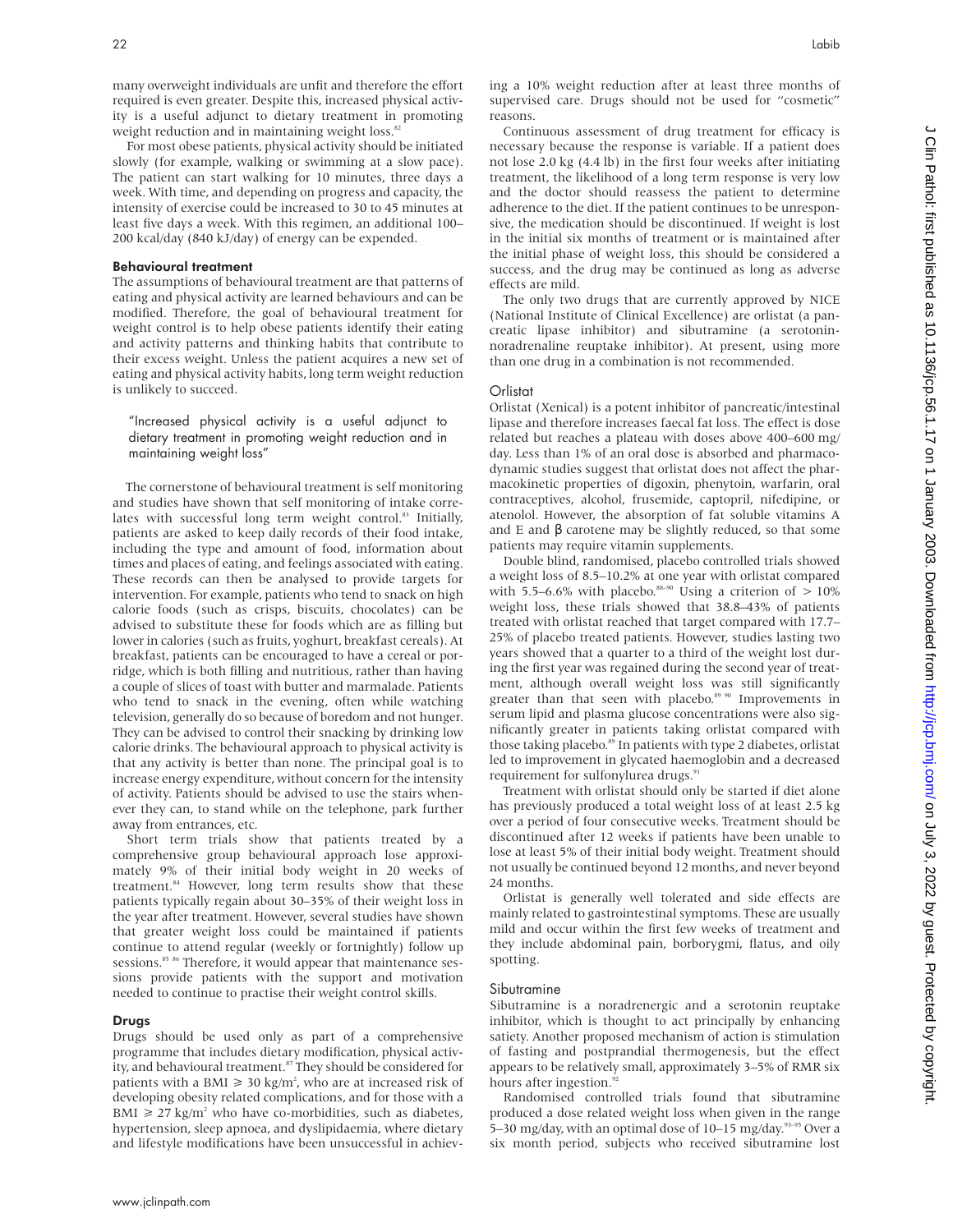many overweight individuals are unfit and therefore the effort required is even greater. Despite this, increased physical activity is a useful adjunct to dietary treatment in promoting weight reduction and in maintaining weight loss.[82]

For most obese patients, physical activity should be initiated slowly (for example, walking or swimming at a slow pace). The patient can start walking for 10 minutes, three days a week. With time, and depending on progress and capacity, the intensity of exercise could be increased to 30 to 45 minutes at least five days a week. With this regimen, an additional 100–200 kcal/day (840 kJ/day) of energy can be expended.

### Behavioural treatment

The assumptions of behavioural treatment are that patterns of eating and physical activity are learned behaviours and can be modified. Therefore, the goal of behavioural treatment for weight control is to help obese patients identify their eating and activity patterns and thinking habits that contribute to their excess weight. Unless the patient acquires a new set of eating and physical activity habits, long term weight reduction is unlikely to succeed.

> "Increased physical activity is a useful adjunct to dietary treatment in promoting weight reduction and in maintaining weight loss"

The cornerstone of behavioural treatment is self monitoring and studies have shown that self monitoring of intake correlates with successful long term weight control.[83] Initially, patients are asked to keep daily records of their food intake, including the type and amount of food, information about times and places of eating, and feelings associated with eating. These records can then be analysed to provide targets for intervention. For example, patients who tend to snack on high calorie foods (such as crisps, biscuits, chocolates) can be advised to substitute these for foods which are as filling but lower in calories (such as fruits, yoghurt, breakfast cereals). At breakfast, patients can be encouraged to have a cereal or porridge, which is both filling and nutritious, rather than having a couple of slices of toast with butter and marmalade. Patients who tend to snack in the evening, often while watching television, generally do so because of boredom and not hunger. They can be advised to control their snacking by drinking low calorie drinks. The behavioural approach to physical activity is that any activity is better than none. The principal goal is to increase energy expenditure, without concern for the intensity of activity. Patients should be advised to use the stairs whenever they can, to stand while on the telephone, park further away from entrances, etc.

Short term trials show that patients treated by a comprehensive group behavioural approach lose approximately 9% of their initial body weight in 20 weeks of treatment.[84] However, long term results show that these patients typically regain about 30–35% of their weight loss in the year after treatment. However, several studies have shown that greater weight loss could be maintained if patients continue to attend regular (weekly or fortnightly) follow up sessions.[85 86] Therefore, it would appear that maintenance sessions provide patients with the support and motivation needed to continue to practise their weight control skills.

### Drugs

Drugs should be used only as part of a comprehensive programme that includes dietary modification, physical activity, and behavioural treatment.[87] They should be considered for patients with a BMI ⩾ 30 kg/m$^2$, who are at increased risk of developing obesity related complications, and for those with a BMI ⩾ 27 kg/m$^2$ who have co-morbidities, such as diabetes, hypertension, sleep apnoea, and dyslipidaemia, where dietary and lifestyle modifications have been unsuccessful in achieving a 10% weight reduction after at least three months of supervised care. Drugs should not be used for "cosmetic" reasons.

Continuous assessment of drug treatment for efficacy is necessary because the response is variable. If a patient does not lose 2.0 kg (4.4 lb) in the first four weeks after initiating treatment, the likelihood of a long term response is very low and the doctor should reassess the patient to determine adherence to the diet. If the patient continues to be unresponsive, the medication should be discontinued. If weight is lost in the initial six months of treatment or is maintained after the initial phase of weight loss, this should be considered a success, and the drug may be continued as long as adverse effects are mild.

The only two drugs that are currently approved by NICE (National Institute of Clinical Excellence) are orlistat (a pancreatic lipase inhibitor) and sibutramine (a serotonin-noradrenaline reuptake inhibitor). At present, using more than one drug in a combination is not recommended.

#### Orlistat

Orlistat (Xenical) is a potent inhibitor of pancreatic/intestinal lipase and therefore increases faecal fat loss. The effect is dose related but reaches a plateau with doses above 400–600 mg/day. Less than 1% of an oral dose is absorbed and pharmacodynamic studies suggest that orlistat does not affect the pharmacokinetic properties of digoxin, phenytoin, warfarin, oral contraceptives, alcohol, frusemide, captopril, nifedipine, or atenolol. However, the absorption of fat soluble vitamins A and E and β carotene may be slightly reduced, so that some patients may require vitamin supplements.

Double blind, randomised, placebo controlled trials showed a weight loss of 8.5–10.2% at one year with orlistat compared with 5.5–6.6% with placebo.[88–90] Using a criterion of > 10% weight loss, these trials showed that 38.8–43% of patients treated with orlistat reached that target compared with 17.7–25% of placebo treated patients. However, studies lasting two years showed that a quarter to a third of the weight lost during the first year was regained during the second year of treatment, although overall weight loss was still significantly greater than that seen with placebo.[89 90] Improvements in serum lipid and plasma glucose concentrations were also significantly greater in patients taking orlistat compared with those taking placebo.[89] In patients with type 2 diabetes, orlistat led to improvement in glycated haemoglobin and a decreased requirement for sulfonylurea drugs.[91]

Treatment with orlistat should only be started if diet alone has previously produced a total weight loss of at least 2.5 kg over a period of four consecutive weeks. Treatment should be discontinued after 12 weeks if patients have been unable to lose at least 5% of their initial body weight. Treatment should not usually be continued beyond 12 months, and never beyond 24 months.

Orlistat is generally well tolerated and side effects are mainly related to gastrointestinal symptoms. These are usually mild and occur within the first few weeks of treatment and they include abdominal pain, borborygmi, flatus, and oily spotting.

#### Sibutramine

Sibutramine is a noradrenergic and a serotonin reuptake inhibitor, which is thought to act principally by enhancing satiety. Another proposed mechanism of action is stimulation of fasting and postprandial thermogenesis, but the effect appears to be relatively small, approximately 3–5% of RMR six hours after ingestion.[92]

Randomised controlled trials found that sibutramine produced a dose related weight loss when given in the range 5–30 mg/day, with an optimal dose of 10–15 mg/day.[93–95] Over a six month period, subjects who received sibutramine lost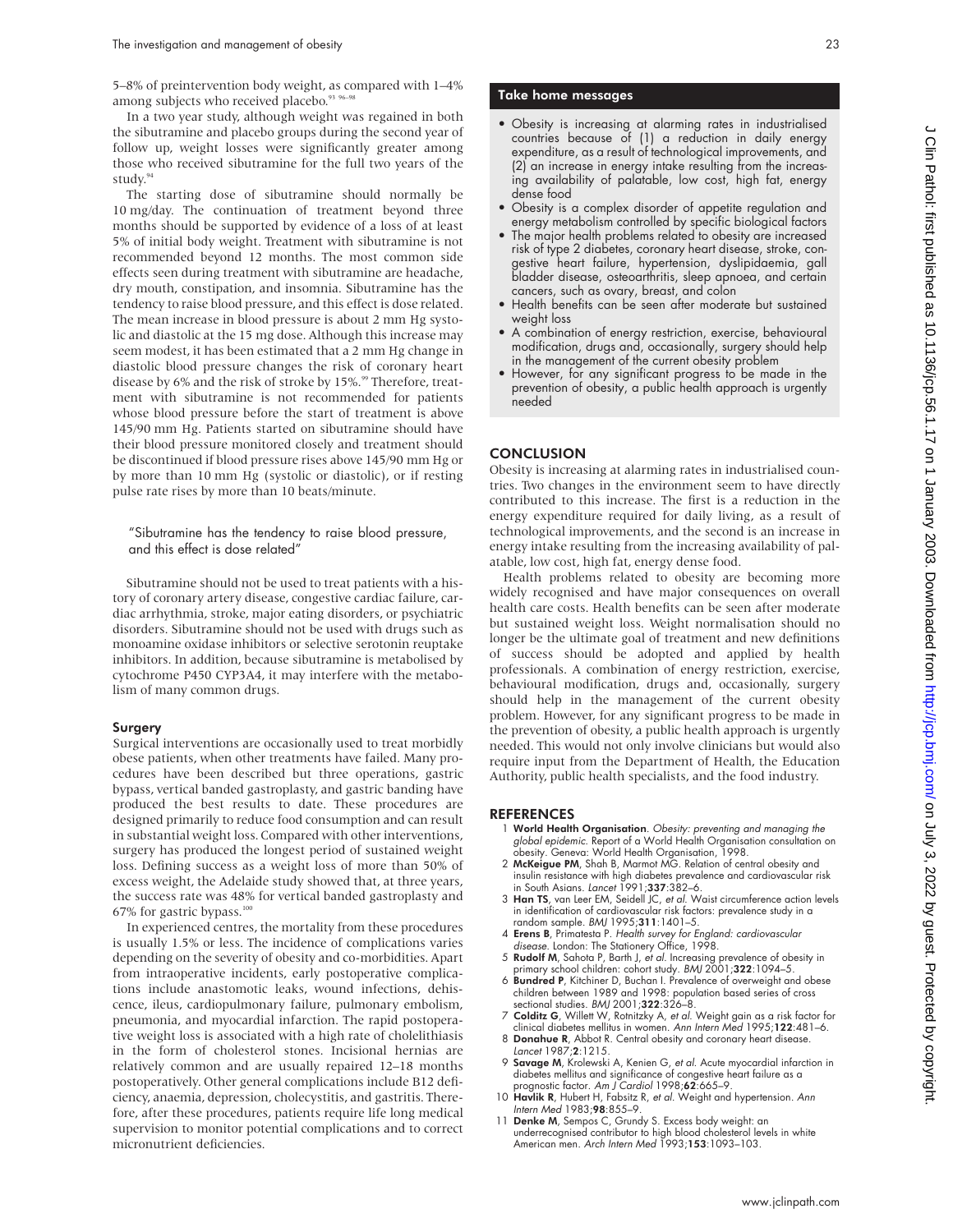5–8% of preintervention body weight, as compared with 1–4% among subjects who received placebo.[93 96–98]

In a two year study, although weight was regained in both the sibutramine and placebo groups during the second year of follow up, weight losses were significantly greater among those who received sibutramine for the full two years of the study.[94]

The starting dose of sibutramine should normally be 10 mg/day. The continuation of treatment beyond three months should be supported by evidence of a loss of at least 5% of initial body weight. Treatment with sibutramine is not recommended beyond 12 months. The most common side effects seen during treatment with sibutramine are headache, dry mouth, constipation, and insomnia. Sibutramine has the tendency to raise blood pressure, and this effect is dose related. The mean increase in blood pressure is about 2 mm Hg systolic and diastolic at the 15 mg dose. Although this increase may seem modest, it has been estimated that a 2 mm Hg change in diastolic blood pressure changes the risk of coronary heart disease by 6% and the risk of stroke by 15%.[99] Therefore, treatment with sibutramine is not recommended for patients whose blood pressure before the start of treatment is above 145/90 mm Hg. Patients started on sibutramine should have their blood pressure monitored closely and treatment should be discontinued if blood pressure rises above 145/90 mm Hg or by more than 10 mm Hg (systolic or diastolic), or if resting pulse rate rises by more than 10 beats/minute.

> "Sibutramine has the tendency to raise blood pressure, and this effect is dose related"

Sibutramine should not be used to treat patients with a history of coronary artery disease, congestive cardiac failure, cardiac arrhythmia, stroke, major eating disorders, or psychiatric disorders. Sibutramine should not be used with drugs such as monoamine oxidase inhibitors or selective serotonin reuptake inhibitors. In addition, because sibutramine is metabolised by cytochrome P450 CYP3A4, it may interfere with the metabolism of many common drugs.

### Surgery

Surgical interventions are occasionally used to treat morbidly obese patients, when other treatments have failed. Many procedures have been described but three operations, gastric bypass, vertical banded gastroplasty, and gastric banding have produced the best results to date. These procedures are designed primarily to reduce food consumption and can result in substantial weight loss. Compared with other interventions, surgery has produced the longest period of sustained weight loss. Defining success as a weight loss of more than 50% of excess weight, the Adelaide study showed that, at three years, the success rate was 48% for vertical banded gastroplasty and 67% for gastric bypass.[100]

In experienced centres, the mortality from these procedures is usually 1.5% or less. The incidence of complications varies depending on the severity of obesity and co-morbidities. Apart from intraoperative incidents, early postoperative complications include anastomotic leaks, wound infections, dehiscence, ileus, cardiopulmonary failure, pulmonary embolism, pneumonia, and myocardial infarction. The rapid postoperative weight loss is associated with a high rate of cholelithiasis in the form of cholesterol stones. Incisional hernias are relatively common and are usually repaired 12–18 months postoperatively. Other general complications include B12 deficiency, anaemia, depression, cholecystitis, and gastritis. Therefore, after these procedures, patients require life long medical supervision to monitor potential complications and to correct micronutrient deficiencies.

### Take home messages

- Obesity is increasing at alarming rates in industrialised countries because of (1) a reduction in daily energy expenditure, as a result of technological improvements, and (2) an increase in energy intake resulting from the increasing availability of palatable, low cost, high fat, energy dense food
- Obesity is a complex disorder of appetite regulation and energy metabolism controlled by specific biological factors
- The major health problems related to obesity are increased risk of type 2 diabetes, coronary heart disease, stroke, congestive heart failure, hypertension, dyslipidaemia, gall bladder disease, osteoarthritis, sleep apnoea, and certain cancers, such as ovary, breast, and colon
- Health benefits can be seen after moderate but sustained weight loss
- A combination of energy restriction, exercise, behavioural modification, drugs and, occasionally, surgery should help in the management of the current obesity problem
- However, for any significant progress to be made in the prevention of obesity, a public health approach is urgently needed

## CONCLUSION

Obesity is increasing at alarming rates in industrialised countries. Two changes in the environment seem to have directly contributed to this increase. The first is a reduction in the energy expenditure required for daily living, as a result of technological improvements, and the second is an increase in energy intake resulting from the increasing availability of palatable, low cost, high fat, energy dense food.

Health problems related to obesity are becoming more widely recognised and have major consequences on overall health care costs. Health benefits can be seen after moderate but sustained weight loss. Weight normalisation should no longer be the ultimate goal of treatment and new definitions of success should be adopted and applied by health professionals. A combination of energy restriction, exercise, behavioural modification, drugs and, occasionally, surgery should help in the management of the current obesity problem. However, for any significant progress to be made in the prevention of obesity, a public health approach is urgently needed. This would not only involve clinicians but would also require input from the Department of Health, the Education Authority, public health specialists, and the food industry.

## REFERENCES

1. **World Health Organisation**. *Obesity: preventing and managing the global epidemic*. Report of a World Health Organisation consultation on obesity. Geneva: World Health Organisation, 1998.
2. **McKeigue PM**, Shah B, Marmot MG. Relation of central obesity and insulin resistance with high diabetes prevalence and cardiovascular risk in South Asians. *Lancet* 1991;**337**:382–6.
3. **Han TS**, van Leer EM, Seidell JC, *et al*. Waist circumference action levels in identification of cardiovascular risk factors: prevalence study in a random sample. *BMJ* 1995;**311**:1401–5.
4. **Erens B**, Primatesta P. *Health survey for England: cardiovascular disease*. London: The Stationery Office, 1998.
5. **Rudolf M**, Sahota P, Barth J, *et al*. Increasing prevalence of obesity in primary school children: cohort study. *BMJ* 2001;**322**:1094–5.
6. **Bundred P**, Kitchiner D, Buchan I. Prevalence of overweight and obese children between 1989 and 1998: population based series of cross sectional studies. *BMJ* 2001;**322**:326–8.
7. **Colditz G**, Willett W, Rotnitzky A, *et al*. Weight gain as a risk factor for clinical diabetes mellitus in women. *Ann Intern Med* 1995;**122**:481–6.
8. **Donahue R**, Abbot R. Central obesity and coronary heart disease. *Lancet* 1987;**2**:1215.
9. **Savage M**, Krolewski A, Kenien G, *et al*. Acute myocardial infarction in diabetes mellitus and significance of congestive heart failure as a prognostic factor. *Am J Cardiol* 1998;**62**:665–9.
10. **Havlik R**, Hubert H, Fabsitz R, *et al*. Weight and hypertension. *Ann Intern Med* 1983;**98**:855–9.
11. **Denke M**, Sempos C, Grundy S. Excess body weight: an underrecognised contributor to high blood cholesterol levels in white American men. *Arch Intern Med* 1993;**153**:1093–103.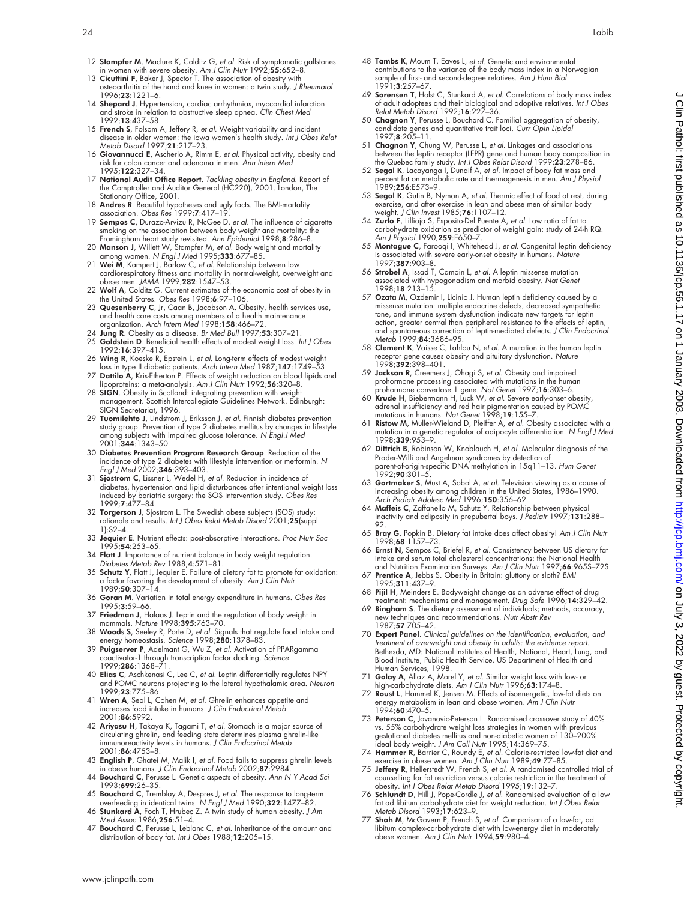12 **Stampfer M**, Maclure K, Colditz G, *et al*. Risk of symptomatic gallstones in women with severe obesity. *Am J Clin Nutr* 1992;**55**:652–8.

13 **Cicuttini F**, Baker J, Spector T. The association of obesity with osteoarthritis of the hand and knee in women: a twin study. *J Rheumatol* 1996;**23**:1221–6.

14 **Shepard J**. Hypertension, cardiac arrhythmias, myocardial infarction and stroke in relation to obstructive sleep apnea. *Clin Chest Med* 1992;**13**:437–58.

15 **French S**, Folsom A, Jeffery R, *et al*. Weight variability and incident disease in older women: the iowa women's health study. *Int J Obes Relat Metab Disord* 1997;**21**:217–23.

16 **Giovannucci E**, Ascherio A, Rimm E, *et al*. Physical activity, obesity and risk for colon cancer and adenoma in men. *Ann Intern Med* 1995;**122**:327–34.

17 **National Audit Office Report**. *Tackling obesity in England*. Report of the Comptroller and Auditor General (HC220), 2001. London, The Stationary Office, 2001.

18 **Andres R**. Beautiful hypotheses and ugly facts. The BMI-mortality association. *Obes Res* 1999;**7**:417–19.

19 **Sempos C**, Durazo-Arvizu R, NcGee D, *et al*. The influence of cigarette smoking on the association between body weight and mortality: the Framingham heart study revisited. *Ann Epidemiol* 1998;**8**:286–8.

20 **Manson J**, Willett W, Stampfer M, *et al*. Body weight and mortality among women. *N Engl J Med* 1995;**333**:677–85.

21 **Wei M**, Kampert J, Barlow C, *et al*. Relationship between low cardiorespiratory fitness and mortality in normal-weight, overweight and obese men. *JAMA* 1999;**282**:1547–53.

22 **Wolf A**, Colditz G. Current estimates of the economic cost of obesity in the United States. *Obes Res* 1998;**6**:97–106.

23 **Quesenberry C**, Jr, Caan B, Jacobson A. Obesity, health services use, and health care costs among members of a health maintenance organization. *Arch Intern Med* 1998;**158**:466–72.

24 **Jung R**. Obesity as a disease. *Br Med Bull* 1997;**53**:307–21.

25 **Goldstein D**. Beneficial health effects of modest weight loss. *Int J Obes* 1992;**16**:397–415.

26 **Wing R**, Koeske R, Epstein L, *et al*. Long-term effects of modest weight loss in type II diabetic patients. *Arch Intern Med* 1987;**147**:1749–53.

27 **Dattilo A**, Kris-Etherton P. Effects of weight reduction on blood lipids and lipoproteins: a meta-analysis. *Am J Clin Nutr* 1992;**56**:320–8.

28 **SIGN**. Obesity in Scotland: integrating prevention with weight management. Scottish Intercollegiate Guidelines Network. Edinburgh: SIGN Secretariat, 1996.

29 **Tuomilehto J**, Lindstrom J, Eriksson J, *et al*. Finnish diabetes prevention study group. Prevention of type 2 diabetes mellitus by changes in lifestyle among subjects with impaired glucose tolerance. *N Engl J Med* 2001;**344**:1343–50.

30 **Diabetes Prevention Program Research Group**. Reduction of the incidence of type 2 diabetes with lifestyle intervention or metformin. *N Engl J Med* 2002;**346**:393–403.

31 **Sjostrom C**, Lissner L, Wedel H, *et al*. Reduction in incidence of diabetes, hypertension and lipid disturbances after intentional weight loss induced by bariatric surgery: the SOS intervention study. *Obes Res* 1999;**7**:477–84.

32 **Torgerson J**, Sjostrom L. The Swedish obese subjects (SOS) study: rationale and results. *Int J Obes Relat Metab Disord* 2001;**25**(suppl 1):S2–4.

33 **Jequier E**. Nutrient effects: post-absorptive interactions. *Proc Nutr Soc* 1995;**54**:253–65.

34 **Flatt J**. Importance of nutrient balance in body weight regulation. *Diabetes Metab Rev* 1988;**4**:571–81.

35 **Schutz Y**, Flatt J, Jequier E. Failure of dietary fat to promote fat oxidation: a factor favoring the development of obesity. *Am J Clin Nutr* 1989;**50**:307–14.

36 **Goran M**. Variation in total energy expenditure in humans. *Obes Res* 1995;**3**:59–66.

37 **Friedman J**, Halaas J. Leptin and the regulation of body weight in mammals. *Nature* 1998;**395**:763–70.

38 **Woods S**, Seeley R, Porte D, *et al*. Signals that regulate food intake and energy homeostasis. *Science* 1998;**280**:1378–83.

39 **Puigserver P**, Adelmant G, Wu Z, *et al*. Activation of PPARgamma coactivator-1 through transcription factor docking. *Science* 1999;**286**:1368–71.

40 **Elias C**, Aschkenasi C, Lee C, *et al*. Leptin differentially regulates NPY and POMC neurons projecting to the lateral hypothalamic area. *Neuron* 1999;**23**:775–86.

41 **Wren A**, Seal L, Cohen M, *et al*. Ghrelin enhances appetite and increases food intake in humans. *J Clin Endocrinol Metab* 2001;**86**:5992.

42 **Ariyasu H**, Takaya K, Tagami T, *et al*. Stomach is a major source of circulating ghrelin, and feeding state determines plasma ghrelin-like immunoreactivity levels in humans. *J Clin Endocrinol Metab* 2001;**86**:4753–8.

43 **English P**, Ghatei M, Malik I, *et al*. Food fails to suppress ghrelin levels in obese humans. *J Clin Endocrinol Metab* 2002;**87**:2984.

44 **Bouchard C**, Perusse L. Genetic aspects of obesity. *Ann N Y Acad Sci* 1993;**699**:26–35.

45 **Bouchard C**, Tremblay A, Despres J, *et al*. The response to long-term overfeeding in identical twins. *N Engl J Med* 1990;**322**:1477–82.

46 **Stunkard A**, Foch T, Hrubec Z. A twin study of human obesity. *J Am Med Assoc* 1986;**256**:51–4.

47 **Bouchard C**, Perusse L, Leblanc C, *et al*. Inheritance of the amount and distribution of body fat. *Int J Obes* 1988;**12**:205–15.

48 **Tambs K**, Moum T, Eaves L, *et al*. Genetic and environmental contributions to the variance of the body mass index in a Norwegian sample of first- and second-degree relatives. *Am J Hum Biol* 1991;**3**:257–67.

49 **Sorensen T**, Holst C, Stunkard A, *et al*. Correlations of body mass index of adult adoptees and their biological and adoptive relatives. *Int J Obes Relat Metab Disord* 1992;**16**:227–36.

50 **Chagnon Y**, Perusse L, Bouchard C. Familial aggregation of obesity, candidate genes and quantitative trait loci. *Curr Opin Lipidol* 1997;**8**:205–11.

51 **Chagnon Y**, Chung W, Perusse L, *et al*. Linkages and associations between the leptin receptor (LEPR) gene and human body composition in the Quebec family study. *Int J Obes Relat Disord* 1999;**23**:278–86.

52 **Segal K**, Lacayanga I, Dunaif A, *et al*. Impact of body fat mass and percent fat on metabolic rate and thermogenesis in men. *Am J Physiol* 1989;**256**:E573–9.

53 **Segal K**, Gutin B, Nyman A, *et al*. Thermic effect of food at rest, during exercise, and after exercise in lean and obese men of similar body weight. *J Clin Invest* 1985;**76**:1107–12.

54 **Zurlo F**, Lillioja S, Esposito-Del Puente A, *et al*. Low ratio of fat to carbohydrate oxidation as predictor of weight gain: study of 24-h RQ. *Am J Physiol* 1990;**259**:E650–7.

55 **Montague C**, Farooqi I, Whitehead J, *et al*. Congenital leptin deficiency is associated with severe early-onset obesity in humans. *Nature* 1997;**387**:903–8.

56 **Strobel A**, Issad T, Camoin L, *et al*. A leptin missense mutation associated with hypogonadism and morbid obesity. *Nat Genet* 1998;**18**:213–15.

57 **Ozata M**, Ozdemir I, Licinio J. Human leptin deficiency caused by a missense mutation: multiple endocrine defects, decreased sympathetic tone, and immune system dysfunction indicate new targets for leptin action, greater central than peripheral resistance to the effects of leptin, and spontaneous correction of leptin-mediated defects. *J Clin Endocrinol Metab* 1999;**84**:3686–95.

58 **Clement K**, Vaisse C, Lahlou N, *et al*. A mutation in the human leptin receptor gene causes obesity and pituitary dysfunction. *Nature* 1998;**392**:398–401.

59 **Jackson R**, Creemers J, Ohagi S, *et al*. Obesity and impaired prohormone processing associated with mutations in the human prohormone convertase 1 gene. *Nat Genet* 1997;**16**:303–6.

60 **Krude H**, Biebermann H, Luck W, *et al*. Severe early-onset obesity, adrenal insufficiency and red hair pigmentation caused by POMC mutations in humans. *Nat Genet* 1998;**19**:155–7.

61 **Ristow M**, Muller-Wieland D, Pfeiffer A, *et al*. Obesity associated with a mutation in a genetic regulator of adipocyte differentiation. *N Engl J Med* 1998;**339**:953–9.

62 **Dittrich B**, Robinson W, Knoblauch H, *et al*. Molecular diagnosis of the Prader-Willi and Angelman syndromes by detection of parent-of-origin-specific DNA methylation in 15q11–13. *Hum Genet* 1992;**90**:301–5.

63 **Gortmaker S**, Must A, Sobol A, *et al*. Television viewing as a cause of increasing obesity among children in the United States, 1986–1990. *Arch Pediatr Adolesc Med* 1996;**150**:356–62.

64 **Maffeis C**, Zaffanello M, Schutz Y. Relationship between physical inactivity and adiposity in prepubertal boys. *J Pediatr* 1997;**131**:288–92.

65 **Bray G**, Popkin B. Dietary fat intake does affect obesity! *Am J Clin Nutr* 1998;**68**:1157–73.

66 **Ernst N**, Sempos C, Briefel R, *et al*. Consistency between US dietary fat intake and serum total cholesterol concentrations: the National Health and Nutrition Examination Surveys. *Am J Clin Nutr* 1997;**66**:965S–72S.

67 **Prentice A**, Jebbs S. Obesity in Britain: gluttony or sloth? *BMJ* 1995;**311**:437–9.

68 **Pijil H**, Meinders E. Bodyweight change as an adverse effect of drug treatment: mechanisms and management. *Drug Safe* 1996;**14**:329–42.

69 **Bingham S**. The dietary assessment of individuals; methods, accuracy, new techniques and recommendations. *Nutr Abstr Rev* 1987;**57**:705–42.

70 **Expert Panel**. *Clinical guidelines on the identification, evaluation, and treatment of overweight and obesity in adults: the evidence report*. Bethesda, MD: National Institutes of Health, National, Heart, Lung, and Blood Institute, Public Health Service, US Department of Health and Human Services, 1998.

71 **Golay A**, Allaz A, Morel Y, *et al*. Similar weight loss with low- or high-carbohydrate diets. *Am J Clin Nutr* 1996;**63**:174–8.

72 **Roust L**, Hammel K, Jensen M. Effects of isoenergetic, low-fat diets on energy metabolism in lean and obese women. *Am J Clin Nutr* 1994;**60**:470–5.

73 **Peterson C**, Jovanovic-Peterson L. Randomised crossover study of 40% vs. 55% carbohydrate weight loss strategies in women with previous gestational diabetes mellitus and non-diabetic women of 130–200% ideal body weight. *J Am Coll Nutr* 1995;**14**:369–75.

74 **Hammer R**, Barrier C, Roundy E, *et al*. Calorie-restricted low-fat diet and exercise in obese women. *Am J Clin Nutr* 1989;**49**:77–85.

75 **Jeffery R**, Hellerstedt W, French S, *et al*. A randomised controlled trial of counselling for fat restriction versus calorie restriction in the treatment of obesity. *Int J Obes Relat Metab Disord* 1995;**19**:132–7.

76 **Schlundt D**, Hill J, Pope-Cordle J, *et al*. Randomised evaluation of a low fat ad libitum carbohydrate diet for weight reduction. *Int J Obes Relat Metab Disord* 1993;**17**:623–9.

77 **Shah M**, McGovern P, French S, *et al*. Comparison of a low-fat, ad libitum complex-carbohydrate diet with low-energy diet in moderately obese women. *Am J Clin Nutr* 1994;**59**:980–4.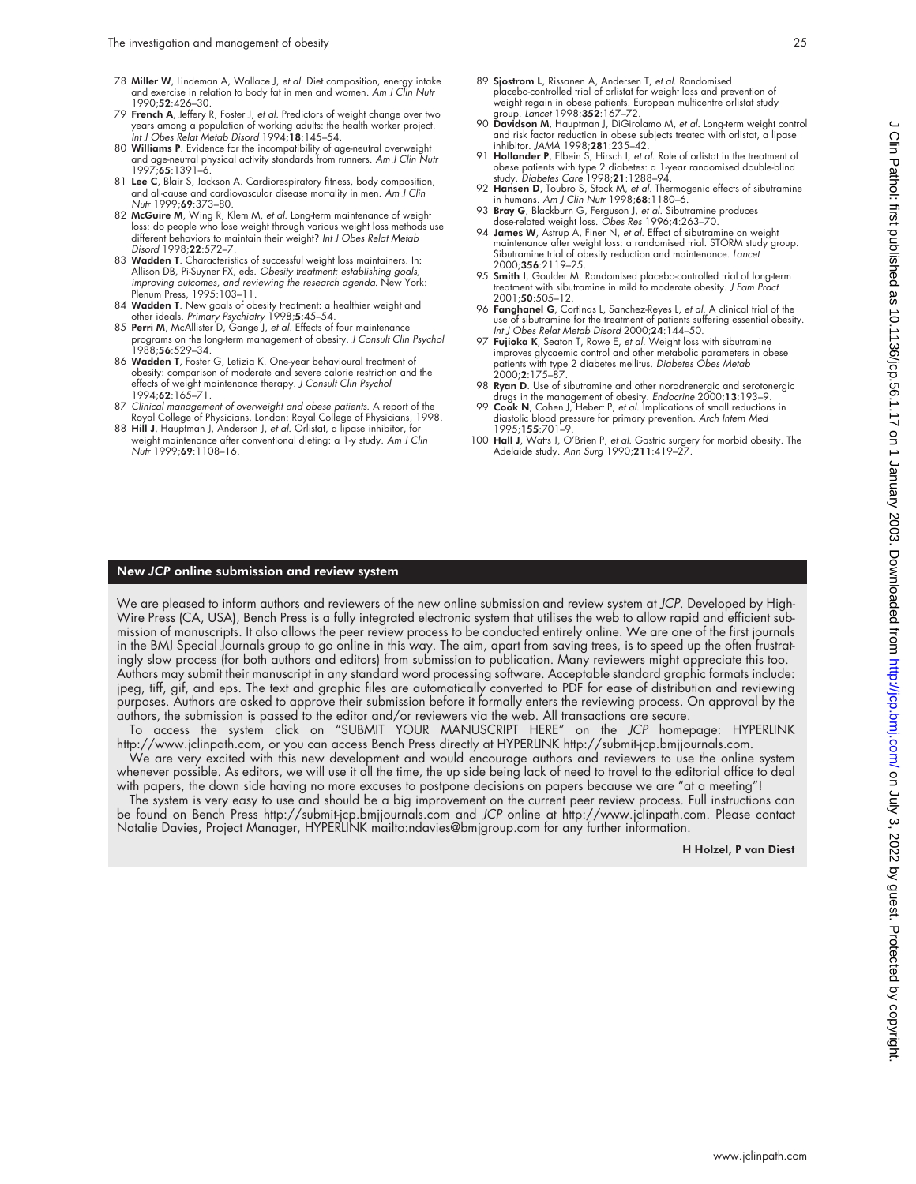78 **Miller W**, Lindeman A, Wallace J, *et al*. Diet composition, energy intake and exercise in relation to body fat in men and women. *Am J Clin Nutr* 1990;**52**:426–30.

79 **French A**, Jeffery R, Foster J, *et al*. Predictors of weight change over two years among a population of working adults: the health worker project. *Int J Obes Relat Metab Disord* 1994;**18**:145–54.

80 **Williams P**. Evidence for the incompatibility of age-neutral overweight and age-neutral physical activity standards from runners. *Am J Clin Nutr* 1997;**65**:1391–6.

81 **Lee C**, Blair S, Jackson A. Cardiorespiratory fitness, body composition, and all-cause and cardiovascular disease mortality in men. *Am J Clin Nutr* 1999;**69**:373–80.

82 **McGuire M**, Wing R, Klem M, *et al*. Long-term maintenance of weight loss: do people who lose weight through various weight loss methods use different behaviors to maintain their weight? *Int J Obes Relat Metab Disord* 1998;**22**:572–7.

83 **Wadden T**. Characteristics of successful weight loss maintainers. In: Allison DB, Pi-Suyner FX, eds. *Obesity treatment: establishing goals, improving outcomes, and reviewing the research agenda.* New York: Plenum Press, 1995:103–11.

84 **Wadden T**. New goals of obesity treatment: a healthier weight and other ideals. *Primary Psychiatry* 1998;**5**:45–54.

85 **Perri M**, McAllister D, Gange J, *et al*. Effects of four maintenance programs on the long-term management of obesity. *J Consult Clin Psychol* 1988;**56**:529–34.

86 **Wadden T**, Foster G, Letizia K. One-year behavioural treatment of obesity: comparison of moderate and severe calorie restriction and the effects of weight maintenance therapy. *J Consult Clin Psychol* 1994;**62**:165–71.

87 *Clinical management of overweight and obese patients.* A report of the Royal College of Physicians. London: Royal College of Physicians, 1998.

88 **Hill J**, Hauptman J, Anderson J, *et al*. Orlistat, a lipase inhibitor, for weight maintenance after conventional dieting: a 1-y study. *Am J Clin Nutr* 1999;**69**:1108–16.

89 **Sjostrom L**, Rissanen A, Andersen T, *et al*. Randomised placebo-controlled trial of orlistat for weight loss and prevention of weight regain in obese patients. European multicentre orlistat study group. *Lancet* 1998;**352**:167–72.

90 **Davidson M**, Hauptman J, DiGirolamo M, *et al*. Long-term weight control and risk factor reduction in obese subjects treated with orlistat, a lipase inhibitor. *JAMA* 1998;**281**:235–42.

91 **Hollander P**, Elbein S, Hirsch I, *et al*. Role of orlistat in the treatment of obese patients with type 2 diabetes: a 1-year randomised double-blind study. *Diabetes Care* 1998;**21**:1288–94.

92 **Hansen D**, Toubro S, Stock M, *et al*. Thermogenic effects of sibutramine in humans. *Am J Clin Nutr* 1998;**68**:1180–6.

93 **Bray G**, Blackburn G, Ferguson J, *et al*. Sibutramine produces dose-related weight loss. *Obes Res* 1996;**4**:263–70.

94 **James W**, Astrup A, Finer N, *et al*. Effect of sibutramine on weight maintenance after weight loss: a randomised trial. STORM study group. Sibutramine trial of obesity reduction and maintenance. *Lancet* 2000;**356**:2119–25.

95 **Smith I**, Goulder M. Randomised placebo-controlled trial of long-term treatment with sibutramine in mild to moderate obesity. *J Fam Pract* 2001;**50**:505–12.

96 **Fanghanel G**, Cortinas L, Sanchez-Reyes L, *et al*. A clinical trial of the use of sibutramine for the treatment of patients suffering essential obesity. *Int J Obes Relat Metab Disord* 2000;**24**:144–50.

97 **Fujioka K**, Seaton T, Rowe E, *et al*. Weight loss with sibutramine improves glycaemic control and other metabolic parameters in obese patients with type 2 diabetes mellitus. *Diabetes Obes Metab* 2000;**2**:175–87.

98 **Ryan D**. Use of sibutramine and other noradrenergic and serotonergic drugs in the management of obesity. *Endocrine* 2000;**13**:193–9.

99 **Cook N**, Cohen J, Hebert P, *et al*. Implications of small reductions in diastolic blood pressure for primary prevention. *Arch Intern Med* 1995;**155**:701–9.

100 **Hall J**, Watts J, O'Brien P, *et al*. Gastric surgery for morbid obesity. The Adelaide study. *Ann Surg* 1990;**211**:419–27.

## New *JCP* online submission and review system

We are pleased to inform authors and reviewers of the new online submission and review system at *JCP*. Developed by HighWire Press (CA, USA), Bench Press is a fully integrated electronic system that utilises the web to allow rapid and efficient submission of manuscripts. It also allows the peer review process to be conducted entirely online. We are one of the first journals in the BMJ Special Journals group to go online in this way. The aim, apart from saving trees, is to speed up the often frustratingly slow process (for both authors and editors) from submission to publication. Many reviewers might appreciate this too. Authors may submit their manuscript in any standard word processing software. Acceptable standard graphic formats include: jpeg, tiff, gif, and eps. The text and graphic files are automatically converted to PDF for ease of distribution and reviewing purposes. Authors are asked to approve their submission before it formally enters the reviewing process. On approval by the authors, the submission is passed to the editor and/or reviewers via the web. All transactions are secure.

To access the system click on "SUBMIT YOUR MANUSCRIPT HERE" on the *JCP* homepage: HYPERLINK http://www.jclinpath.com, or you can access Bench Press directly at HYPERLINK http://submit-jcp.bmjjournals.com.

We are very excited with this new development and would encourage authors and reviewers to use the online system whenever possible. As editors, we will use it all the time, the up side being lack of need to travel to the editorial office to deal with papers, the down side having no more excuses to postpone decisions on papers because we are "at a meeting"!

The system is very easy to use and should be a big improvement on the current peer review process. Full instructions can be found on Bench Press http://submit-jcp.bmjjournals.com and *JCP* online at http://www.jclinpath.com. Please contact Natalie Davies, Project Manager, HYPERLINK mailto:ndavies@bmjgroup.com for any further information.

**H Holzel, P van Diest**